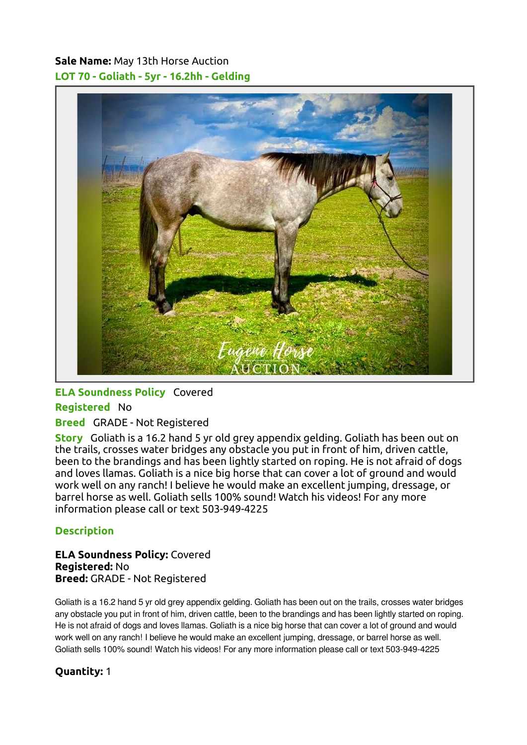**Sale Name:** May 13th Horse Auction

## LOT 70 - Goliath - 5yr - 16.2hh - Gelding

**ELA Soundness Policy** Covered

**Registered** No

**Breed** GRADE - Not Registered

**Story** Goliath is a 16.2 hand 5 yr old grey appendix gelding. Goliath has been out on the trails, crosses water bridges any obstacle you put in front of him, driven cattle, been to the brandings and has been lightly started on roping. He is not afraid of dogs and loves llamas. Goliath is a nice big horse that can cover a lot of ground and would work well on any ranch! I believe he would make an excellent jumping, dressage, or barrel horse as well. Goliath sells 100% sound! Watch his videos! For any more information please call or text 503-949-4225

### Description

**ELA Soundness Policy:** Covered
**Registered:** No
**Breed:** GRADE - Not Registered

Goliath is a 16.2 hand 5 yr old grey appendix gelding. Goliath has been out on the trails, crosses water bridges any obstacle you put in front of him, driven cattle, been to the brandings and has been lightly started on roping. He is not afraid of dogs and loves llamas. Goliath is a nice big horse that can cover a lot of ground and would work well on any ranch! I believe he would make an excellent jumping, dressage, or barrel horse as well. Goliath sells 100% sound! Watch his videos! For any more information please call or text 503-949-4225

**Quantity:** 1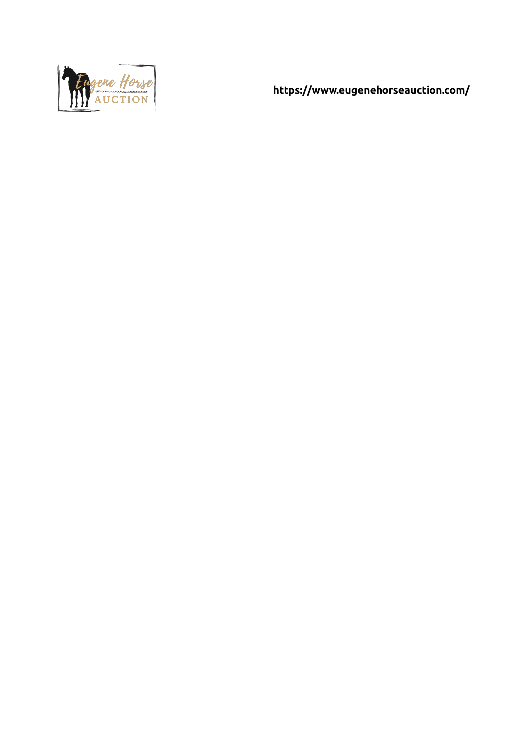https://www.eugenehorseauction.com/